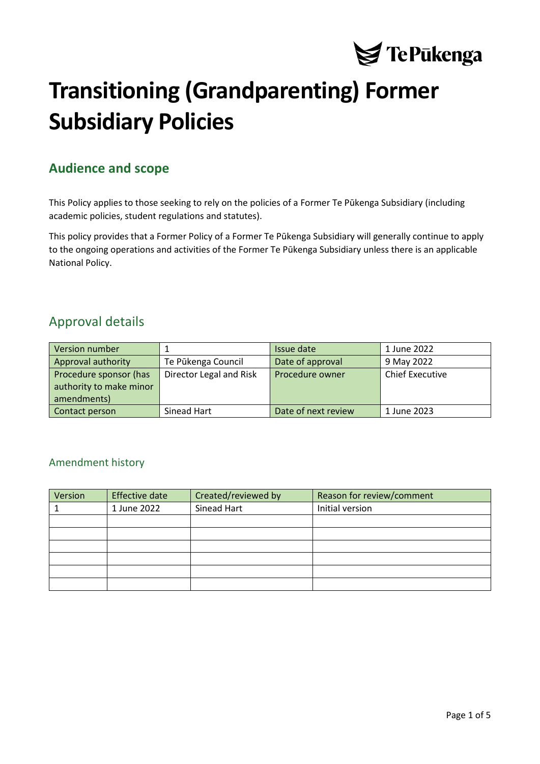# Transitioning (Grandparenting) Former Subsidiary Policies

## Audience and scope

This Policy applies to those seeking to rely on the policies of a Former Te Pūkenga Subsidiary (including academic policies, student regulations and statutes).

This policy provides that a Former Policy of a Former Te Pūkenga Subsidiary will generally continue to apply to the ongoing operations and activities of the Former Te Pūkenga Subsidiary unless there is an applicable National Policy.

## Approval details

| Version number | 1 | Issue date | 1 June 2022 |
|---|---|---|---|
| Approval authority | Te Pūkenga Council | Date of approval | 9 May 2022 |
| Procedure sponsor (has authority to make minor amendments) | Director Legal and Risk | Procedure owner | Chief Executive |
| Contact person | Sinead Hart | Date of next review | 1 June 2023 |

### Amendment history

| Version | Effective date | Created/reviewed by | Reason for review/comment |
|---|---|---|---|
| 1 | 1 June 2022 | Sinead Hart | Initial version |
| | | | |
| | | | |
| | | | |
| | | | |
| | | | |
| | | | |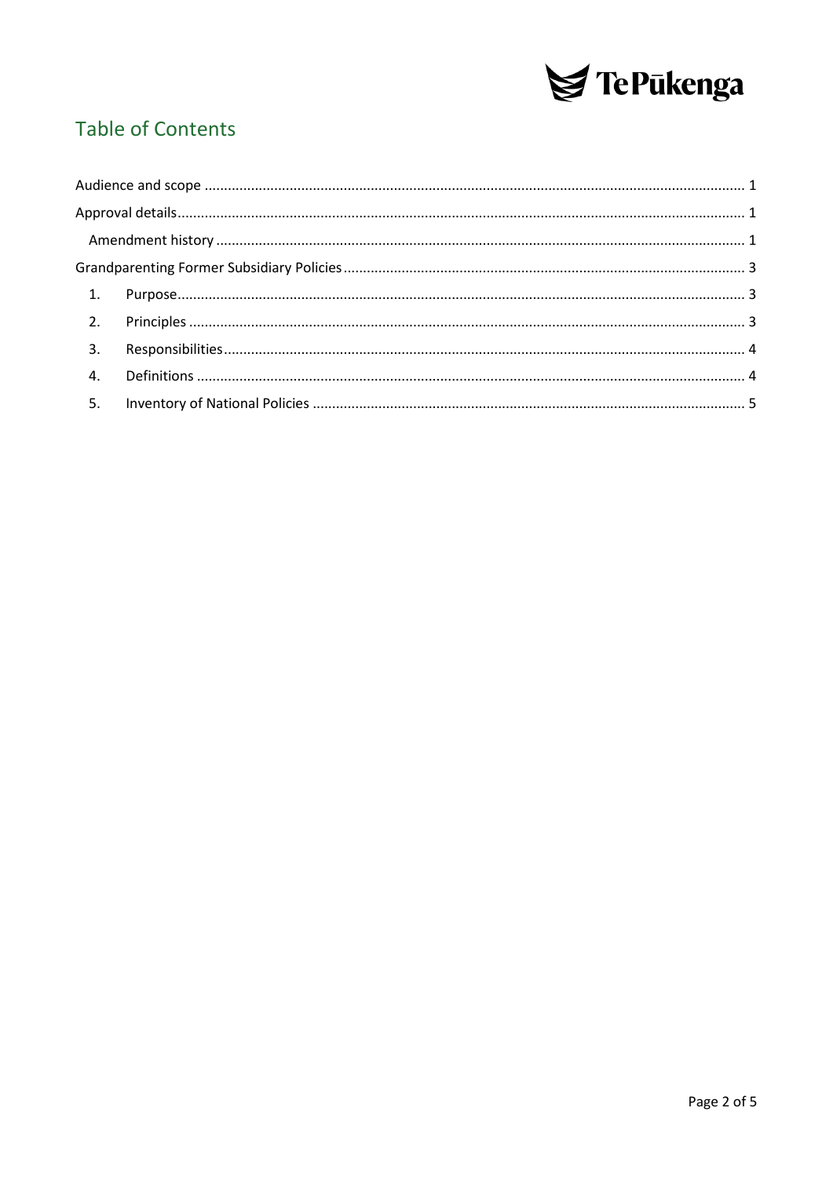## Table of Contents

Audience and scope ........................................................................................................................... 1

Approval details ................................................................................................................................ 1

  Amendment history ........................................................................................................................ 1

Grandparenting Former Subsidiary Policies ...................................................................................... 3

  1. Purpose ..................................................................................................................................... 3

  2. Principles .................................................................................................................................. 3

  3. Responsibilities ......................................................................................................................... 4

  4. Definitions ................................................................................................................................ 4

  5. Inventory of National Policies .................................................................................................... 5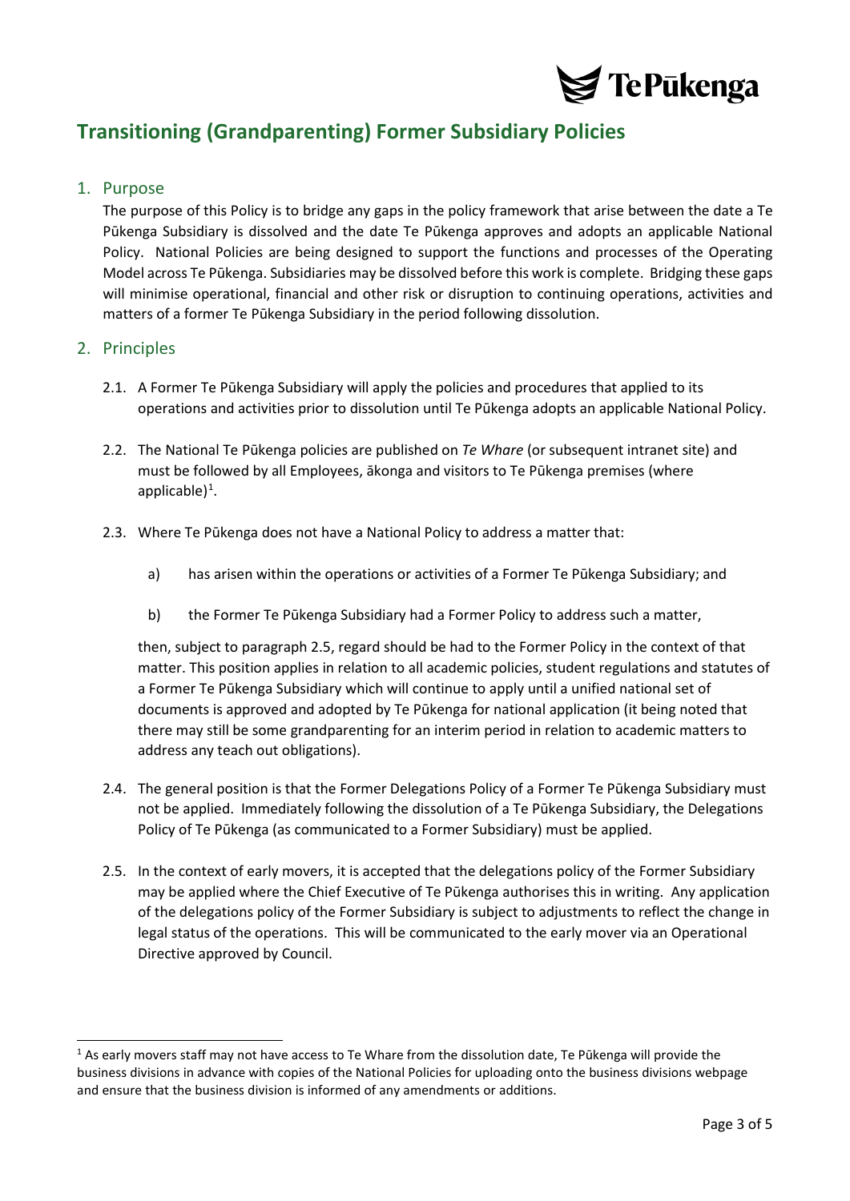# Transitioning (Grandparenting) Former Subsidiary Policies

## 1. Purpose

The purpose of this Policy is to bridge any gaps in the policy framework that arise between the date a Te Pūkenga Subsidiary is dissolved and the date Te Pūkenga approves and adopts an applicable National Policy. National Policies are being designed to support the functions and processes of the Operating Model across Te Pūkenga. Subsidiaries may be dissolved before this work is complete. Bridging these gaps will minimise operational, financial and other risk or disruption to continuing operations, activities and matters of a former Te Pūkenga Subsidiary in the period following dissolution.

## 2. Principles

2.1. A Former Te Pūkenga Subsidiary will apply the policies and procedures that applied to its operations and activities prior to dissolution until Te Pūkenga adopts an applicable National Policy.

2.2. The National Te Pūkenga policies are published on *Te Whare* (or subsequent intranet site) and must be followed by all Employees, ākonga and visitors to Te Pūkenga premises (where applicable)[1].

2.3. Where Te Pūkenga does not have a National Policy to address a matter that:

a) has arisen within the operations or activities of a Former Te Pūkenga Subsidiary; and

b) the Former Te Pūkenga Subsidiary had a Former Policy to address such a matter,

then, subject to paragraph 2.5, regard should be had to the Former Policy in the context of that matter. This position applies in relation to all academic policies, student regulations and statutes of a Former Te Pūkenga Subsidiary which will continue to apply until a unified national set of documents is approved and adopted by Te Pūkenga for national application (it being noted that there may still be some grandparenting for an interim period in relation to academic matters to address any teach out obligations).

2.4. The general position is that the Former Delegations Policy of a Former Te Pūkenga Subsidiary must not be applied. Immediately following the dissolution of a Te Pūkenga Subsidiary, the Delegations Policy of Te Pūkenga (as communicated to a Former Subsidiary) must be applied.

2.5. In the context of early movers, it is accepted that the delegations policy of the Former Subsidiary may be applied where the Chief Executive of Te Pūkenga authorises this in writing. Any application of the delegations policy of the Former Subsidiary is subject to adjustments to reflect the change in legal status of the operations. This will be communicated to the early mover via an Operational Directive approved by Council.

---

[1] As early movers staff may not have access to Te Whare from the dissolution date, Te Pūkenga will provide the business divisions in advance with copies of the National Policies for uploading onto the business divisions webpage and ensure that the business division is informed of any amendments or additions.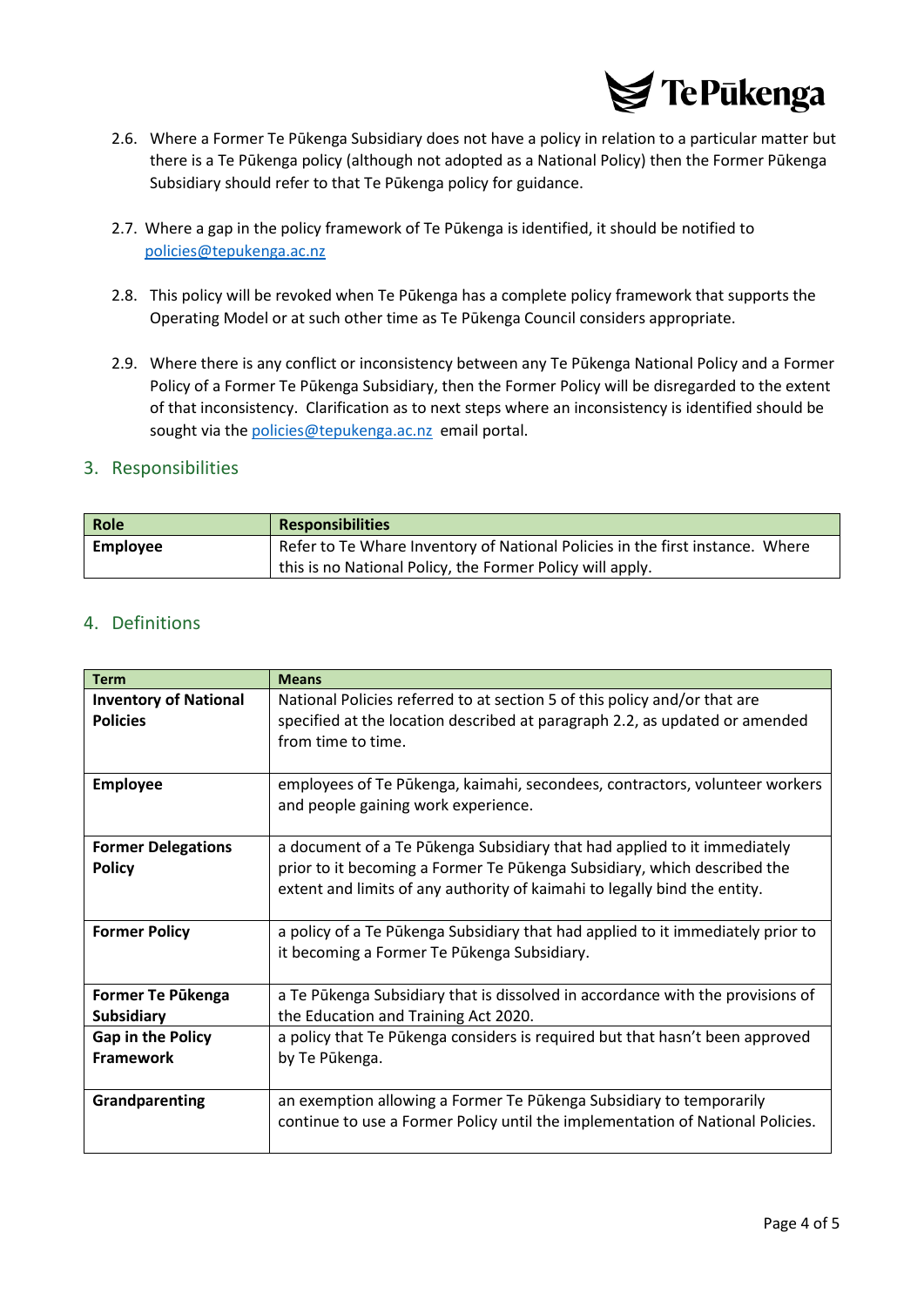2.6. Where a Former Te Pūkenga Subsidiary does not have a policy in relation to a particular matter but there is a Te Pūkenga policy (although not adopted as a National Policy) then the Former Pūkenga Subsidiary should refer to that Te Pūkenga policy for guidance.

2.7. Where a gap in the policy framework of Te Pūkenga is identified, it should be notified to policies@tepukenga.ac.nz

2.8. This policy will be revoked when Te Pūkenga has a complete policy framework that supports the Operating Model or at such other time as Te Pūkenga Council considers appropriate.

2.9. Where there is any conflict or inconsistency between any Te Pūkenga National Policy and a Former Policy of a Former Te Pūkenga Subsidiary, then the Former Policy will be disregarded to the extent of that inconsistency. Clarification as to next steps where an inconsistency is identified should be sought via the policies@tepukenga.ac.nz email portal.

## 3. Responsibilities

| Role | Responsibilities |
|---|---|
| **Employee** | Refer to Te Whare Inventory of National Policies in the first instance. Where this is no National Policy, the Former Policy will apply. |

## 4. Definitions

| Term | Means |
|---|---|
| **Inventory of National Policies** | National Policies referred to at section 5 of this policy and/or that are specified at the location described at paragraph 2.2, as updated or amended from time to time. |
| **Employee** | employees of Te Pūkenga, kaimahi, secondees, contractors, volunteer workers and people gaining work experience. |
| **Former Delegations Policy** | a document of a Te Pūkenga Subsidiary that had applied to it immediately prior to it becoming a Former Te Pūkenga Subsidiary, which described the extent and limits of any authority of kaimahi to legally bind the entity. |
| **Former Policy** | a policy of a Te Pūkenga Subsidiary that had applied to it immediately prior to it becoming a Former Te Pūkenga Subsidiary. |
| **Former Te Pūkenga Subsidiary** | a Te Pūkenga Subsidiary that is dissolved in accordance with the provisions of the Education and Training Act 2020. |
| **Gap in the Policy Framework** | a policy that Te Pūkenga considers is required but that hasn't been approved by Te Pūkenga. |
| **Grandparenting** | an exemption allowing a Former Te Pūkenga Subsidiary to temporarily continue to use a Former Policy until the implementation of National Policies. |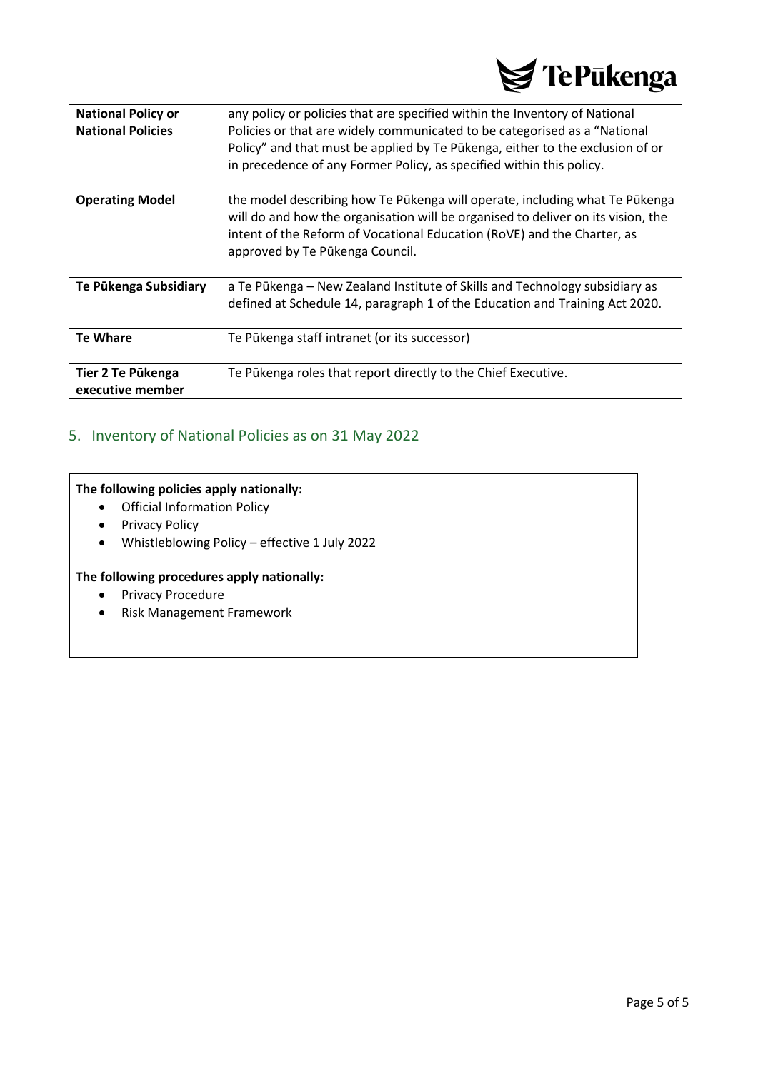| | |
|---|---|
| **National Policy or National Policies** | any policy or policies that are specified within the Inventory of National Policies or that are widely communicated to be categorised as a "National Policy" and that must be applied by Te Pūkenga, either to the exclusion of or in precedence of any Former Policy, as specified within this policy. |
| **Operating Model** | the model describing how Te Pūkenga will operate, including what Te Pūkenga will do and how the organisation will be organised to deliver on its vision, the intent of the Reform of Vocational Education (RoVE) and the Charter, as approved by Te Pūkenga Council. |
| **Te Pūkenga Subsidiary** | a Te Pūkenga – New Zealand Institute of Skills and Technology subsidiary as defined at Schedule 14, paragraph 1 of the Education and Training Act 2020. |
| **Te Whare** | Te Pūkenga staff intranet (or its successor) |
| **Tier 2 Te Pūkenga executive member** | Te Pūkenga roles that report directly to the Chief Executive. |

## 5. Inventory of National Policies as on 31 May 2022

**The following policies apply nationally:**

- Official Information Policy
- Privacy Policy
- Whistleblowing Policy – effective 1 July 2022

**The following procedures apply nationally:**

- Privacy Procedure
- Risk Management Framework